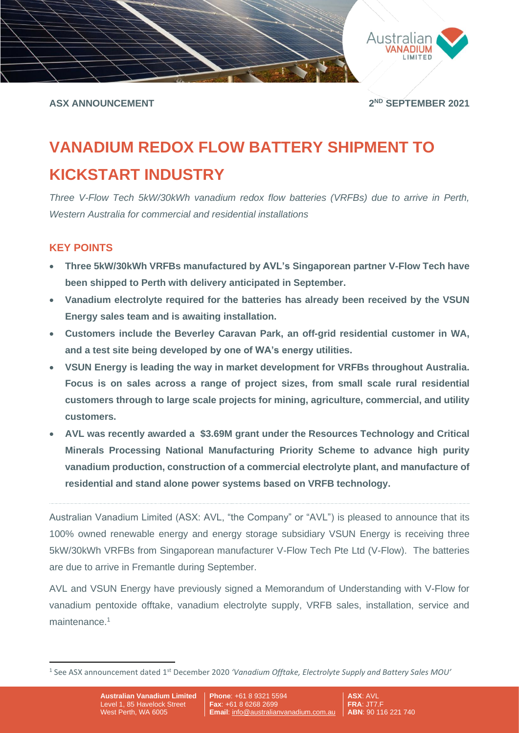**ASX ANNOUNCEMENT** 2ND SEPTEMBER 2021

# VANADIUM REDOX FLOW BATTERY SHIPMENT TO KICKSTART INDUSTRY

*Three V-Flow Tech 5kW/30kWh vanadium redox flow batteries (VRFBs) due to arrive in Perth, Western Australia for commercial and residential installations*

## KEY POINTS

- **Three 5kW/30kWh VRFBs manufactured by AVL's Singaporean partner V-Flow Tech have been shipped to Perth with delivery anticipated in September.**
- **Vanadium electrolyte required for the batteries has already been received by the VSUN Energy sales team and is awaiting installation.**
- **Customers include the Beverley Caravan Park, an off-grid residential customer in WA, and a test site being developed by one of WA's energy utilities.**
- **VSUN Energy is leading the way in market development for VRFBs throughout Australia. Focus is on sales across a range of project sizes, from small scale rural residential customers through to large scale projects for mining, agriculture, commercial, and utility customers.**
- **AVL was recently awarded a $3.69M grant under the Resources Technology and Critical Minerals Processing National Manufacturing Priority Scheme to advance high purity vanadium production, construction of a commercial electrolyte plant, and manufacture of residential and stand alone power systems based on VRFB technology.**

Australian Vanadium Limited (ASX: AVL, "the Company" or "AVL") is pleased to announce that its 100% owned renewable energy and energy storage subsidiary VSUN Energy is receiving three 5kW/30kWh VRFBs from Singaporean manufacturer V-Flow Tech Pte Ltd (V-Flow). The batteries are due to arrive in Fremantle during September.

AVL and VSUN Energy have previously signed a Memorandum of Understanding with V-Flow for vanadium pentoxide offtake, vanadium electrolyte supply, VRFB sales, installation, service and maintenance.[1]

[1] See ASX announcement dated 1st December 2020 *'Vanadium Offtake, Electrolyte Supply and Battery Sales MOU'*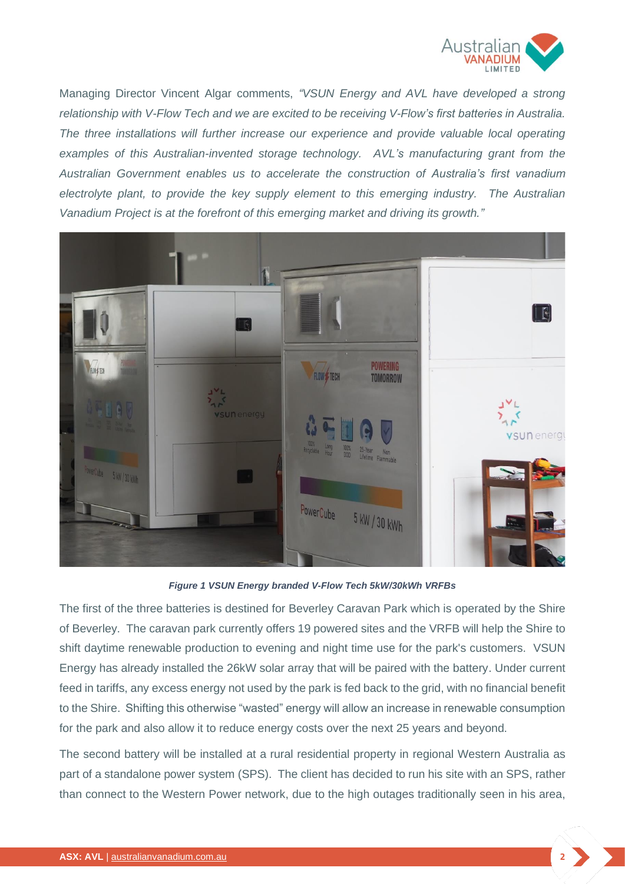Managing Director Vincent Algar comments, *"VSUN Energy and AVL have developed a strong relationship with V-Flow Tech and we are excited to be receiving V-Flow's first batteries in Australia. The three installations will further increase our experience and provide valuable local operating examples of this Australian-invented storage technology. AVL's manufacturing grant from the Australian Government enables us to accelerate the construction of Australia's first vanadium electrolyte plant, to provide the key supply element to this emerging industry. The Australian Vanadium Project is at the forefront of this emerging market and driving its growth."*

***Figure 1 VSUN Energy branded V-Flow Tech 5kW/30kWh VRFBs***

The first of the three batteries is destined for Beverley Caravan Park which is operated by the Shire of Beverley. The caravan park currently offers 19 powered sites and the VRFB will help the Shire to shift daytime renewable production to evening and night time use for the park's customers. VSUN Energy has already installed the 26kW solar array that will be paired with the battery. Under current feed in tariffs, any excess energy not used by the park is fed back to the grid, with no financial benefit to the Shire. Shifting this otherwise "wasted" energy will allow an increase in renewable consumption for the park and also allow it to reduce energy costs over the next 25 years and beyond.

The second battery will be installed at a rural residential property in regional Western Australia as part of a standalone power system (SPS). The client has decided to run his site with an SPS, rather than connect to the Western Power network, due to the high outages traditionally seen in his area,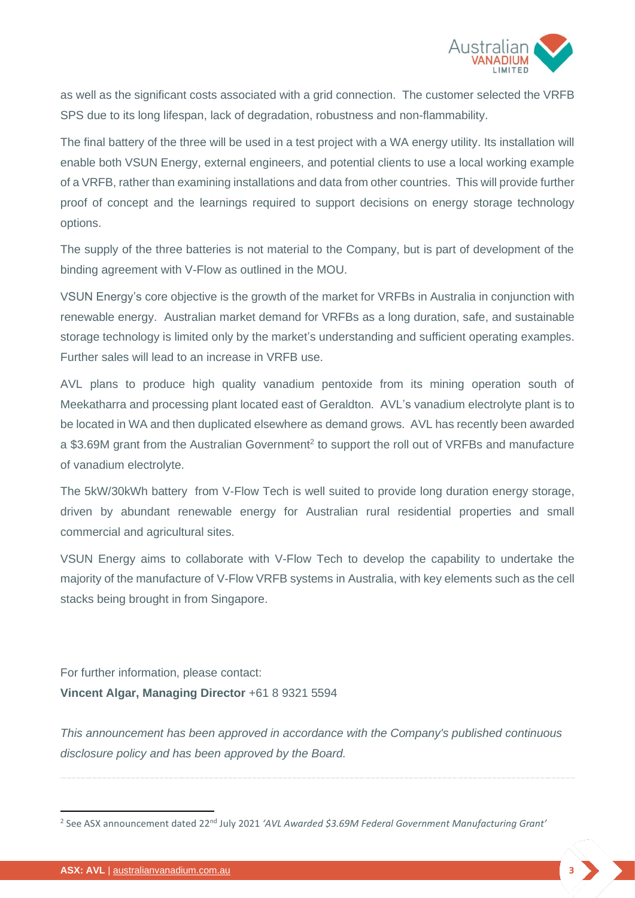as well as the significant costs associated with a grid connection. The customer selected the VRFB SPS due to its long lifespan, lack of degradation, robustness and non-flammability.

The final battery of the three will be used in a test project with a WA energy utility. Its installation will enable both VSUN Energy, external engineers, and potential clients to use a local working example of a VRFB, rather than examining installations and data from other countries. This will provide further proof of concept and the learnings required to support decisions on energy storage technology options.

The supply of the three batteries is not material to the Company, but is part of development of the binding agreement with V-Flow as outlined in the MOU.

VSUN Energy's core objective is the growth of the market for VRFBs in Australia in conjunction with renewable energy. Australian market demand for VRFBs as a long duration, safe, and sustainable storage technology is limited only by the market's understanding and sufficient operating examples. Further sales will lead to an increase in VRFB use.

AVL plans to produce high quality vanadium pentoxide from its mining operation south of Meekatharra and processing plant located east of Geraldton. AVL's vanadium electrolyte plant is to be located in WA and then duplicated elsewhere as demand grows. AVL has recently been awarded a $3.69M grant from the Australian Government[2] to support the roll out of VRFBs and manufacture of vanadium electrolyte.

The 5kW/30kWh battery from V-Flow Tech is well suited to provide long duration energy storage, driven by abundant renewable energy for Australian rural residential properties and small commercial and agricultural sites.

VSUN Energy aims to collaborate with V-Flow Tech to develop the capability to undertake the majority of the manufacture of V-Flow VRFB systems in Australia, with key elements such as the cell stacks being brought in from Singapore.

For further information, please contact:
**Vincent Algar, Managing Director** +61 8 9321 5594

*This announcement has been approved in accordance with the Company's published continuous disclosure policy and has been approved by the Board.*

---

[2] See ASX announcement dated 22nd July 2021 *'AVL Awarded $3.69M Federal Government Manufacturing Grant'*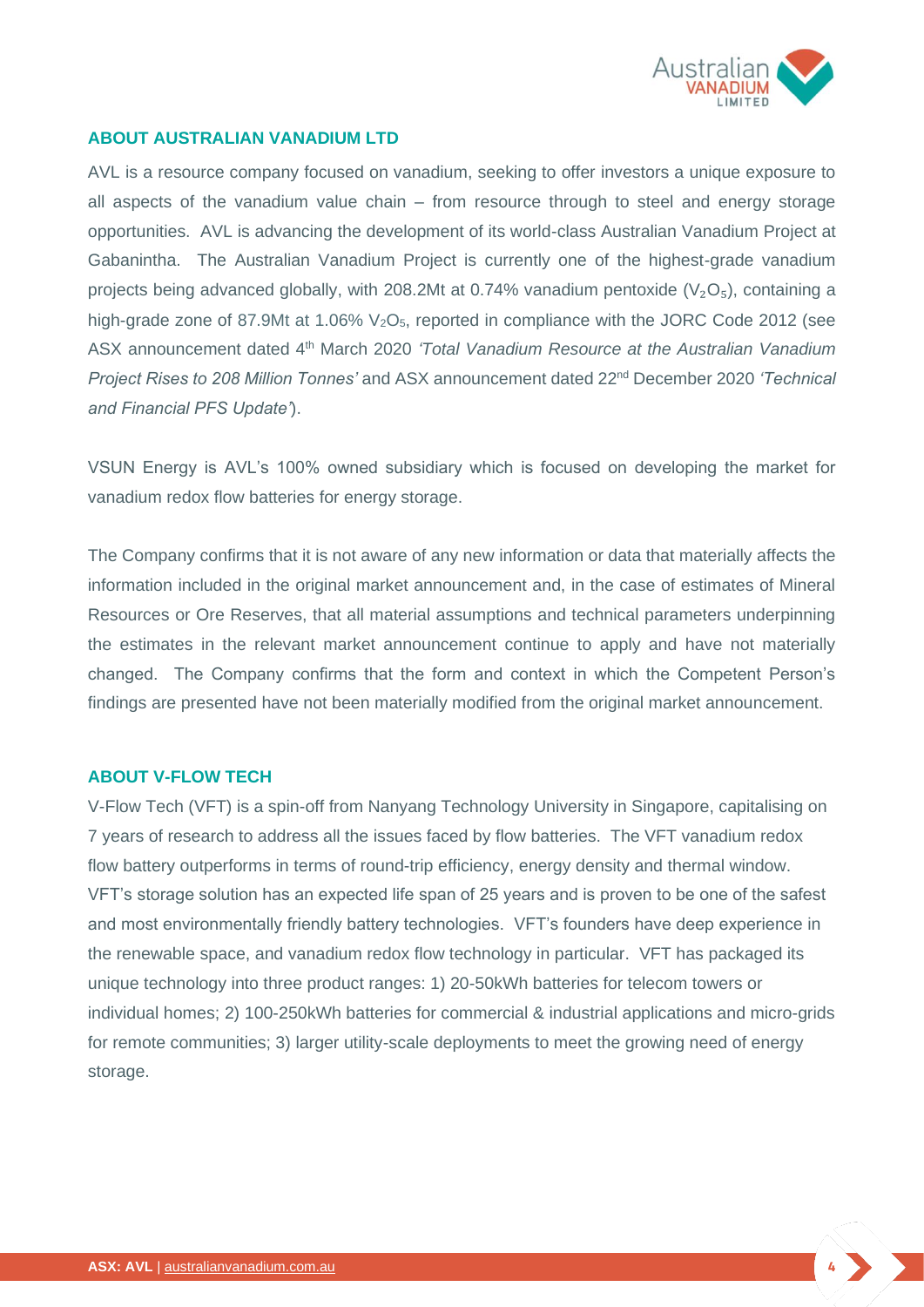## ABOUT AUSTRALIAN VANADIUM LTD

AVL is a resource company focused on vanadium, seeking to offer investors a unique exposure to all aspects of the vanadium value chain – from resource through to steel and energy storage opportunities. AVL is advancing the development of its world-class Australian Vanadium Project at Gabanintha. The Australian Vanadium Project is currently one of the highest-grade vanadium projects being advanced globally, with 208.2Mt at 0.74% vanadium pentoxide ($V_2O_5$), containing a high-grade zone of 87.9Mt at 1.06% $V_2O_5$, reported in compliance with the JORC Code 2012 (see ASX announcement dated 4th March 2020 *'Total Vanadium Resource at the Australian Vanadium Project Rises to 208 Million Tonnes'* and ASX announcement dated 22nd December 2020 *'Technical and Financial PFS Update'*).

VSUN Energy is AVL's 100% owned subsidiary which is focused on developing the market for vanadium redox flow batteries for energy storage.

The Company confirms that it is not aware of any new information or data that materially affects the information included in the original market announcement and, in the case of estimates of Mineral Resources or Ore Reserves, that all material assumptions and technical parameters underpinning the estimates in the relevant market announcement continue to apply and have not materially changed. The Company confirms that the form and context in which the Competent Person's findings are presented have not been materially modified from the original market announcement.

## ABOUT V-FLOW TECH

V-Flow Tech (VFT) is a spin-off from Nanyang Technology University in Singapore, capitalising on 7 years of research to address all the issues faced by flow batteries. The VFT vanadium redox flow battery outperforms in terms of round-trip efficiency, energy density and thermal window. VFT's storage solution has an expected life span of 25 years and is proven to be one of the safest and most environmentally friendly battery technologies. VFT's founders have deep experience in the renewable space, and vanadium redox flow technology in particular. VFT has packaged its unique technology into three product ranges: 1) 20-50kWh batteries for telecom towers or individual homes; 2) 100-250kWh batteries for commercial & industrial applications and micro-grids for remote communities; 3) larger utility-scale deployments to meet the growing need of energy storage.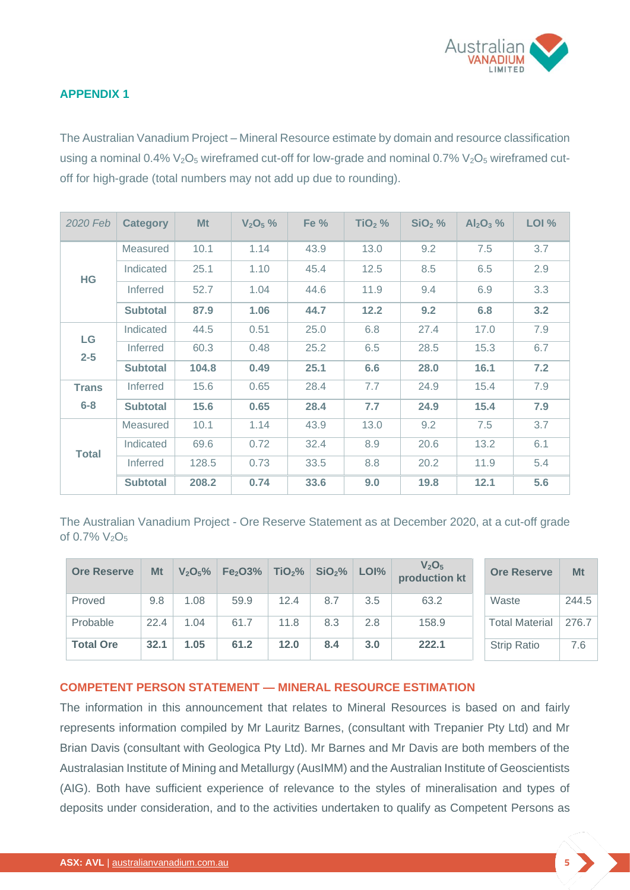## APPENDIX 1

The Australian Vanadium Project – Mineral Resource estimate by domain and resource classification using a nominal 0.4% $V_2O_5$ wireframed cut-off for low-grade and nominal 0.7% $V_2O_5$ wireframed cut-off for high-grade (total numbers may not add up due to rounding).

| *2020 Feb* | Category | Mt | $V_2O_5$ % | Fe % | $TiO_2$ % | $SiO_2$ % | $Al_2O_3$ % | LOI % |
|---|---|---|---|---|---|---|---|---|
| **HG** | Measured | 10.1 | 1.14 | 43.9 | 13.0 | 9.2 | 7.5 | 3.7 |
| | Indicated | 25.1 | 1.10 | 45.4 | 12.5 | 8.5 | 6.5 | 2.9 |
| | Inferred | 52.7 | 1.04 | 44.6 | 11.9 | 9.4 | 6.9 | 3.3 |
| | **Subtotal** | **87.9** | **1.06** | **44.7** | **12.2** | **9.2** | **6.8** | **3.2** |
| **LG 2-5** | Indicated | 44.5 | 0.51 | 25.0 | 6.8 | 27.4 | 17.0 | 7.9 |
| | Inferred | 60.3 | 0.48 | 25.2 | 6.5 | 28.5 | 15.3 | 6.7 |
| | **Subtotal** | **104.8** | **0.49** | **25.1** | **6.6** | **28.0** | **16.1** | **7.2** |
| **Trans 6-8** | Inferred | 15.6 | 0.65 | 28.4 | 7.7 | 24.9 | 15.4 | 7.9 |
| | **Subtotal** | **15.6** | **0.65** | **28.4** | **7.7** | **24.9** | **15.4** | **7.9** |
| **Total** | Measured | 10.1 | 1.14 | 43.9 | 13.0 | 9.2 | 7.5 | 3.7 |
| | Indicated | 69.6 | 0.72 | 32.4 | 8.9 | 20.6 | 13.2 | 6.1 |
| | Inferred | 128.5 | 0.73 | 33.5 | 8.8 | 20.2 | 11.9 | 5.4 |
| | **Subtotal** | **208.2** | **0.74** | **33.6** | **9.0** | **19.8** | **12.1** | **5.6** |

The Australian Vanadium Project - Ore Reserve Statement as at December 2020, at a cut-off grade of 0.7% $V_2O_5$

| Ore Reserve | Mt | $V_2O_5$% | $Fe_2O_3$% | $TiO_2$% | $SiO_2$% | LOI% | $V_2O_5$ production kt |
|---|---|---|---|---|---|---|---|
| Proved | 9.8 | 1.08 | 59.9 | 12.4 | 8.7 | 3.5 | 63.2 |
| Probable | 22.4 | 1.04 | 61.7 | 11.8 | 8.3 | 2.8 | 158.9 |
| **Total Ore** | **32.1** | **1.05** | **61.2** | **12.0** | **8.4** | **3.0** | **222.1** |

| Ore Reserve | Mt |
|---|---|
| Waste | 244.5 |
| Total Material | 276.7 |
| Strip Ratio | 7.6 |

### COMPETENT PERSON STATEMENT — MINERAL RESOURCE ESTIMATION

The information in this announcement that relates to Mineral Resources is based on and fairly represents information compiled by Mr Lauritz Barnes, (consultant with Trepanier Pty Ltd) and Mr Brian Davis (consultant with Geologica Pty Ltd). Mr Barnes and Mr Davis are both members of the Australasian Institute of Mining and Metallurgy (AusIMM) and the Australian Institute of Geoscientists (AIG). Both have sufficient experience of relevance to the styles of mineralisation and types of deposits under consideration, and to the activities undertaken to qualify as Competent Persons as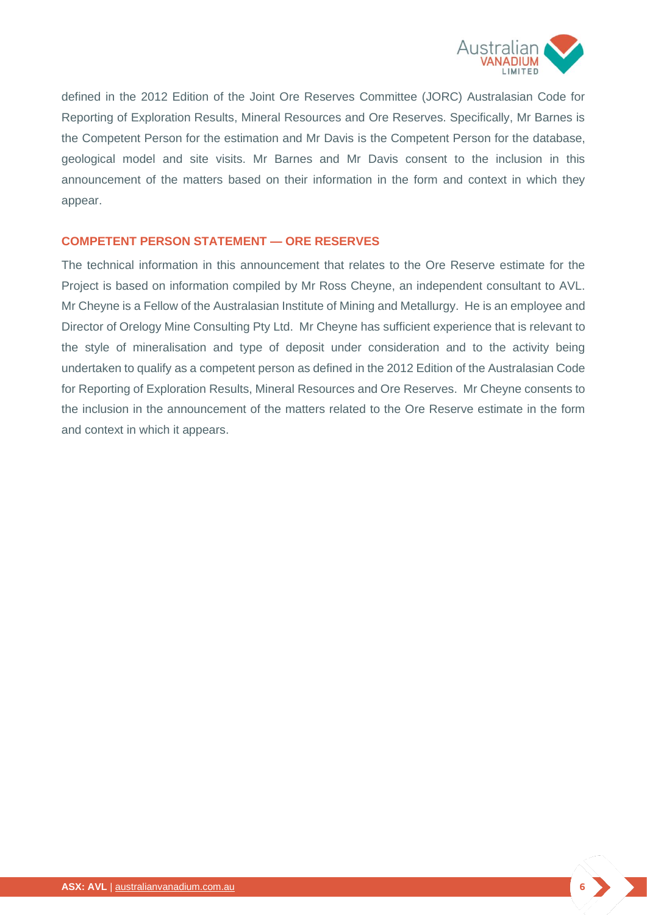defined in the 2012 Edition of the Joint Ore Reserves Committee (JORC) Australasian Code for Reporting of Exploration Results, Mineral Resources and Ore Reserves. Specifically, Mr Barnes is the Competent Person for the estimation and Mr Davis is the Competent Person for the database, geological model and site visits. Mr Barnes and Mr Davis consent to the inclusion in this announcement of the matters based on their information in the form and context in which they appear.

## COMPETENT PERSON STATEMENT — ORE RESERVES

The technical information in this announcement that relates to the Ore Reserve estimate for the Project is based on information compiled by Mr Ross Cheyne, an independent consultant to AVL. Mr Cheyne is a Fellow of the Australasian Institute of Mining and Metallurgy. He is an employee and Director of Orelogy Mine Consulting Pty Ltd. Mr Cheyne has sufficient experience that is relevant to the style of mineralisation and type of deposit under consideration and to the activity being undertaken to qualify as a competent person as defined in the 2012 Edition of the Australasian Code for Reporting of Exploration Results, Mineral Resources and Ore Reserves. Mr Cheyne consents to the inclusion in the announcement of the matters related to the Ore Reserve estimate in the form and context in which it appears.